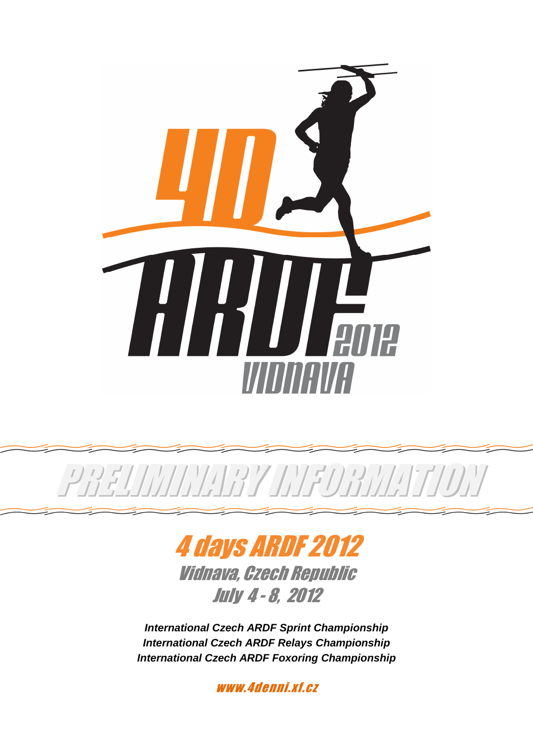# PRELIMINARY INFORMATION

## 4 days ARDF 2012

### Vidnava, Czech Republic

### July 4 - 8, 2012

***International Czech ARDF Sprint Championship***
***International Czech ARDF Relays Championship***
***International Czech ARDF Foxoring Championship***

www.4denni.xf.cz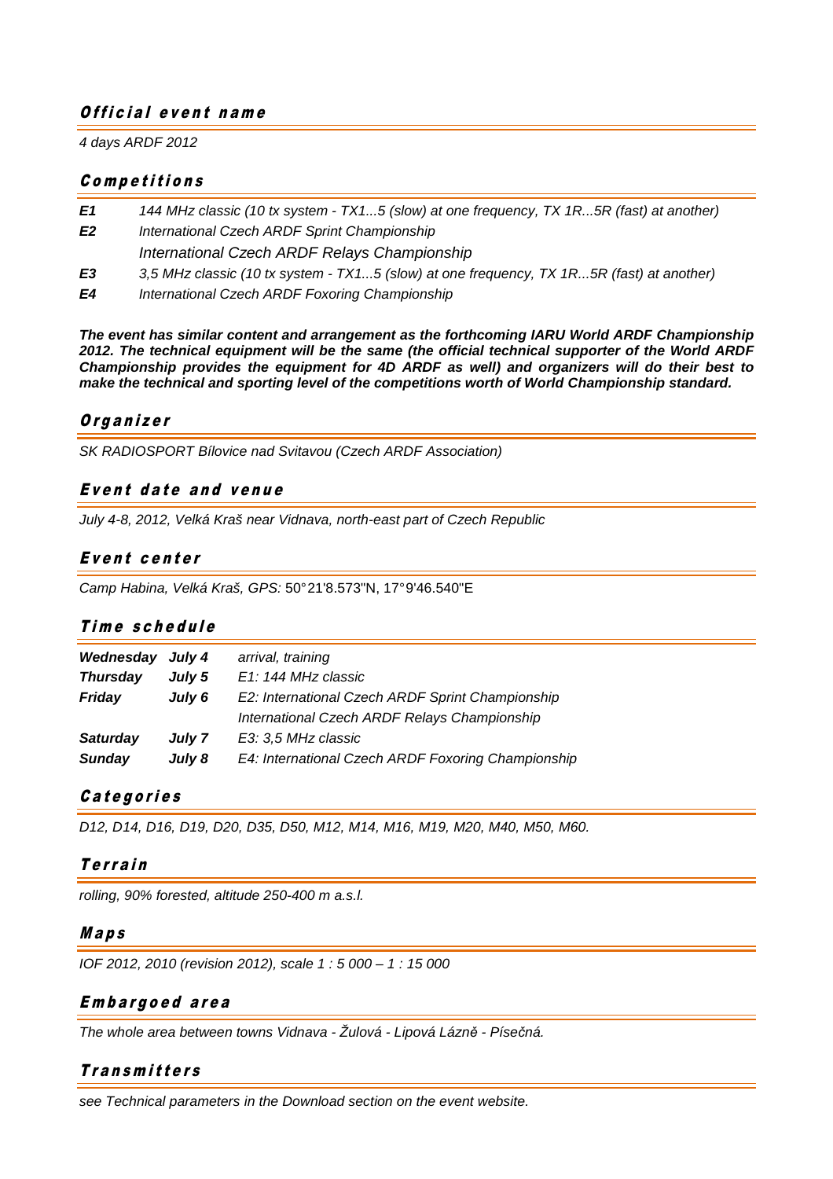## Official event name

*4 days ARDF 2012*

## Competitions

| | |
|---|---|
| ***E1*** | *144 MHz classic (10 tx system - TX1...5 (slow) at one frequency, TX 1R...5R (fast) at another)* |
| ***E2*** | *International Czech ARDF Sprint Championship* |
| | *International Czech ARDF Relays Championship* |
| ***E3*** | *3,5 MHz classic (10 tx system - TX1...5 (slow) at one frequency, TX 1R...5R (fast) at another)* |
| ***E4*** | *International Czech ARDF Foxoring Championship* |

***The event has similar content and arrangement as the forthcoming IARU World ARDF Championship 2012. The technical equipment will be the same (the official technical supporter of the World ARDF Championship provides the equipment for 4D ARDF as well) and organizers will do their best to make the technical and sporting level of the competitions worth of World Championship standard.***

## Organizer

*SK RADIOSPORT Bílovice nad Svitavou (Czech ARDF Association)*

## Event date and venue

*July 4-8, 2012, Velká Kraš near Vidnava, north-east part of Czech Republic*

## Event center

*Camp Habina, Velká Kraš, GPS:* 50°21'8.573"N, 17°9'46.540"E

## Time schedule

| | | |
|---|---|---|
| ***Wednesday*** | ***July 4*** | *arrival, training* |
| ***Thursday*** | ***July 5*** | *E1: 144 MHz classic* |
| ***Friday*** | ***July 6*** | *E2: International Czech ARDF Sprint Championship* |
| | | *International Czech ARDF Relays Championship* |
| ***Saturday*** | ***July 7*** | *E3: 3,5 MHz classic* |
| ***Sunday*** | ***July 8*** | *E4: International Czech ARDF Foxoring Championship* |

## Categories

*D12, D14, D16, D19, D20, D35, D50, M12, M14, M16, M19, M20, M40, M50, M60.*

## Terrain

*rolling, 90% forested, altitude 250-400 m a.s.l.*

## Maps

*IOF 2012, 2010 (revision 2012), scale 1 : 5 000 – 1 : 15 000*

## Embargoed area

*The whole area between towns Vidnava - Žulová - Lipová Lázně - Písečná.*

## Transmitters

*see Technical parameters in the Download section on the event website.*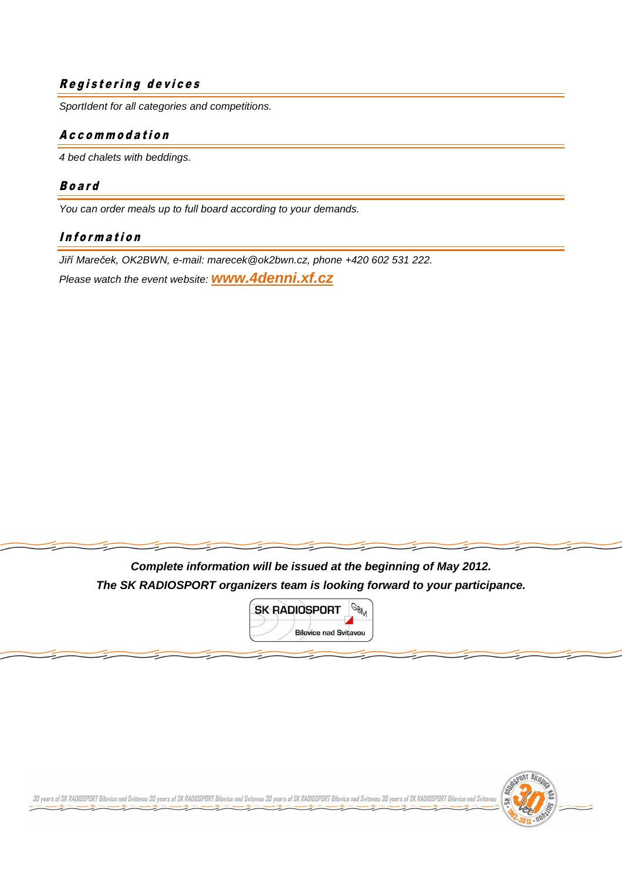## Registering devices

*SportIdent for all categories and competitions.*

## Accommodation

*4 bed chalets with beddings.*

## Board

*You can order meals up to full board according to your demands.*

## Information

*Jiří Mareček, OK2BWN, e-mail: marecek@ok2bwn.cz, phone +420 602 531 222.*

*Please watch the event website:* ***www.4denni.xf.cz***

***Complete information will be issued at the beginning of May 2012.***

***The SK RADIOSPORT organizers team is looking forward to your participance.***

SK RADIOSPORT GBM

Bílovice nad Svitavou